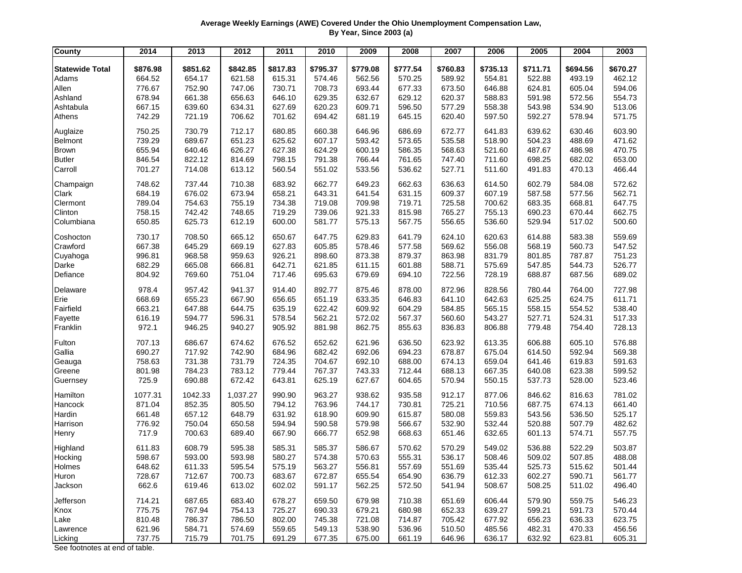**Average Weekly Earnings (AWE) Covered Under the Ohio Unemployment Compensation Law, By Year, Since 2003 (a)**

| County | 2014 | 2013 | 2012 | 2011 | 2010 | 2009 | 2008 | 2007 | 2006 | 2005 | 2004 | 2003 |
|---|---|---|---|---|---|---|---|---|---|---|---|---|
| **Statewide Total** | **$876.98** | **$851.62** | **$842.85** | **$817.83** | **$795.37** | **$779.08** | **$777.54** | **$760.83** | **$735.13** | **$711.71** | **$694.56** | **$670.27** |
| Adams | 664.52 | 654.17 | 621.58 | 615.31 | 574.46 | 562.56 | 570.25 | 589.92 | 554.81 | 522.88 | 493.19 | 462.12 |
| Allen | 776.67 | 752.90 | 747.06 | 730.71 | 708.73 | 693.44 | 677.33 | 673.50 | 646.88 | 624.81 | 605.04 | 594.06 |
| Ashland | 678.94 | 661.38 | 656.63 | 646.10 | 629.35 | 632.67 | 629.12 | 620.37 | 588.83 | 591.98 | 572.56 | 554.73 |
| Ashtabula | 667.15 | 639.60 | 634.31 | 627.69 | 620.23 | 609.71 | 596.50 | 577.29 | 558.38 | 543.98 | 534.90 | 513.06 |
| Athens | 742.29 | 721.19 | 706.62 | 701.62 | 694.42 | 681.19 | 645.15 | 620.40 | 597.50 | 592.27 | 578.94 | 571.75 |
| Auglaize | 750.25 | 730.79 | 712.17 | 680.85 | 660.38 | 646.96 | 686.69 | 672.77 | 641.83 | 639.62 | 630.46 | 603.90 |
| Belmont | 739.29 | 689.67 | 651.23 | 625.62 | 607.17 | 593.42 | 573.65 | 535.58 | 518.90 | 504.23 | 488.69 | 471.62 |
| Brown | 655.94 | 640.46 | 626.27 | 627.38 | 624.29 | 600.19 | 586.35 | 568.63 | 521.60 | 487.67 | 486.98 | 470.75 |
| Butler | 846.54 | 822.12 | 814.69 | 798.15 | 791.38 | 766.44 | 761.65 | 747.40 | 711.60 | 698.25 | 682.02 | 653.00 |
| Carroll | 701.27 | 714.08 | 613.12 | 560.54 | 551.02 | 533.56 | 536.62 | 527.71 | 511.60 | 491.83 | 470.13 | 466.44 |
| Champaign | 748.62 | 737.44 | 710.38 | 683.92 | 662.77 | 649.23 | 662.63 | 636.63 | 614.50 | 602.79 | 584.08 | 572.62 |
| Clark | 684.19 | 676.02 | 673.94 | 658.21 | 643.31 | 641.54 | 631.15 | 609.37 | 607.19 | 587.58 | 577.56 | 562.71 |
| Clermont | 789.04 | 754.63 | 755.19 | 734.38 | 719.08 | 709.98 | 719.71 | 725.58 | 700.62 | 683.35 | 668.81 | 647.75 |
| Clinton | 758.15 | 742.42 | 748.65 | 719.29 | 739.06 | 921.33 | 815.98 | 765.27 | 755.13 | 690.23 | 670.44 | 662.75 |
| Columbiana | 650.85 | 625.73 | 612.19 | 600.00 | 581.77 | 575.13 | 567.75 | 556.65 | 536.60 | 529.94 | 517.02 | 500.60 |
| Coshocton | 730.17 | 708.50 | 665.12 | 650.67 | 647.75 | 629.83 | 641.79 | 624.10 | 620.63 | 614.88 | 583.38 | 559.69 |
| Crawford | 667.38 | 645.29 | 669.19 | 627.83 | 605.85 | 578.46 | 577.58 | 569.62 | 556.08 | 568.19 | 560.73 | 547.52 |
| Cuyahoga | 996.81 | 968.58 | 959.63 | 926.21 | 898.60 | 873.38 | 879.37 | 863.98 | 831.79 | 801.85 | 787.87 | 751.23 |
| Darke | 682.29 | 665.08 | 666.81 | 642.71 | 621.85 | 611.15 | 601.88 | 588.71 | 575.69 | 547.85 | 544.73 | 526.77 |
| Defiance | 804.92 | 769.60 | 751.04 | 717.46 | 695.63 | 679.69 | 694.10 | 722.56 | 728.19 | 688.87 | 687.56 | 689.02 |
| Delaware | 978.4 | 957.42 | 941.37 | 914.40 | 892.77 | 875.46 | 878.00 | 872.96 | 828.56 | 780.44 | 764.00 | 727.98 |
| Erie | 668.69 | 655.23 | 667.90 | 656.65 | 651.19 | 633.35 | 646.83 | 641.10 | 642.63 | 625.25 | 624.75 | 611.71 |
| Fairfield | 663.21 | 647.88 | 644.75 | 635.19 | 622.42 | 609.92 | 604.29 | 584.85 | 565.15 | 558.15 | 554.52 | 538.40 |
| Fayette | 616.19 | 594.77 | 596.31 | 578.54 | 562.21 | 572.02 | 567.37 | 560.60 | 543.27 | 527.71 | 524.31 | 517.33 |
| Franklin | 972.1 | 946.25 | 940.27 | 905.92 | 881.98 | 862.75 | 855.63 | 836.83 | 806.88 | 779.48 | 754.40 | 728.13 |
| Fulton | 707.13 | 686.67 | 674.62 | 676.52 | 652.62 | 621.96 | 636.50 | 623.92 | 613.35 | 606.88 | 605.10 | 576.88 |
| Gallia | 690.27 | 717.92 | 742.90 | 684.96 | 682.42 | 692.06 | 694.23 | 678.87 | 675.04 | 614.50 | 592.94 | 569.38 |
| Geauga | 758.63 | 731.38 | 731.79 | 724.35 | 704.67 | 692.10 | 688.00 | 674.13 | 659.04 | 641.46 | 619.83 | 591.63 |
| Greene | 801.98 | 784.23 | 783.12 | 779.44 | 767.37 | 743.33 | 712.44 | 688.13 | 667.35 | 640.08 | 623.38 | 599.52 |
| Guernsey | 725.9 | 690.88 | 672.42 | 643.81 | 625.19 | 627.67 | 604.65 | 570.94 | 550.15 | 537.73 | 528.00 | 523.46 |
| Hamilton | 1077.31 | 1042.33 | 1,037.27 | 990.90 | 963.27 | 938.62 | 935.58 | 912.17 | 877.06 | 846.62 | 816.63 | 781.02 |
| Hancock | 871.04 | 852.35 | 805.50 | 794.12 | 763.96 | 744.17 | 730.81 | 725.21 | 710.56 | 687.75 | 674.13 | 661.40 |
| Hardin | 661.48 | 657.12 | 648.79 | 631.92 | 618.90 | 609.90 | 615.87 | 580.08 | 559.83 | 543.56 | 536.50 | 525.17 |
| Harrison | 776.92 | 750.04 | 650.58 | 594.94 | 590.58 | 579.98 | 566.67 | 532.90 | 532.44 | 520.88 | 507.79 | 482.62 |
| Henry | 717.9 | 700.63 | 689.40 | 667.90 | 666.77 | 652.98 | 668.63 | 651.46 | 632.65 | 601.13 | 574.71 | 557.75 |
| Highland | 611.83 | 608.79 | 595.38 | 585.31 | 585.37 | 586.67 | 570.62 | 570.29 | 549.02 | 536.88 | 522.29 | 503.87 |
| Hocking | 598.67 | 593.00 | 593.98 | 580.27 | 574.38 | 570.63 | 555.31 | 536.17 | 508.46 | 509.02 | 507.85 | 488.08 |
| Holmes | 648.62 | 611.33 | 595.54 | 575.19 | 563.27 | 556.81 | 557.69 | 551.69 | 535.44 | 525.73 | 515.62 | 501.44 |
| Huron | 728.67 | 712.67 | 700.73 | 683.67 | 672.87 | 655.54 | 654.90 | 636.79 | 612.33 | 602.27 | 590.71 | 561.77 |
| Jackson | 662.6 | 619.46 | 613.02 | 602.02 | 591.17 | 562.25 | 572.50 | 541.94 | 508.67 | 508.25 | 511.02 | 496.40 |
| Jefferson | 714.21 | 687.65 | 683.40 | 678.27 | 659.50 | 679.98 | 710.38 | 651.69 | 606.44 | 579.90 | 559.75 | 546.23 |
| Knox | 775.75 | 767.94 | 754.13 | 725.27 | 690.33 | 679.21 | 680.98 | 652.33 | 639.27 | 599.21 | 591.73 | 570.44 |
| Lake | 810.48 | 786.37 | 786.50 | 802.00 | 745.38 | 721.08 | 714.87 | 705.42 | 677.92 | 656.23 | 636.33 | 623.75 |
| Lawrence | 621.96 | 584.71 | 574.69 | 559.65 | 549.13 | 538.90 | 536.96 | 510.50 | 485.56 | 482.31 | 470.33 | 456.56 |
| Licking | 737.75 | 715.79 | 701.75 | 691.29 | 677.35 | 675.00 | 661.19 | 646.96 | 636.17 | 632.92 | 623.81 | 605.31 |

See footnotes at end of table.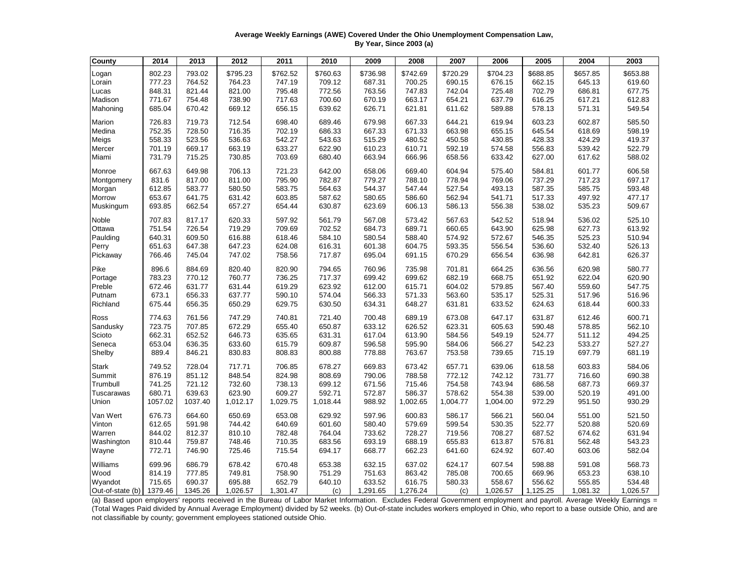**Average Weekly Earnings (AWE) Covered Under the Ohio Unemployment Compensation Law, By Year, Since 2003 (a)**

| County | 2014 | 2013 | 2012 | 2011 | 2010 | 2009 | 2008 | 2007 | 2006 | 2005 | 2004 | 2003 |
|---|---|---|---|---|---|---|---|---|---|---|---|---|
| Logan | 802.23 | 793.02 | $795.23 | $762.52 | $760.63 | $736.98 | $742.69 | $720.29 | $704.23 | $688.85 | $657.85 | $653.88 |
| Lorain | 777.23 | 764.52 | 764.23 | 747.19 | 709.12 | 687.31 | 700.25 | 690.15 | 676.15 | 662.15 | 645.13 | 619.60 |
| Lucas | 848.31 | 821.44 | 821.00 | 795.48 | 772.56 | 763.56 | 747.83 | 742.04 | 725.48 | 702.79 | 686.81 | 677.75 |
| Madison | 771.67 | 754.48 | 738.90 | 717.63 | 700.60 | 670.19 | 663.17 | 654.21 | 637.79 | 616.25 | 617.21 | 612.83 |
| Mahoning | 685.04 | 670.42 | 669.12 | 656.15 | 639.62 | 626.71 | 621.81 | 611.62 | 589.88 | 578.13 | 571.31 | 549.54 |
| Marion | 726.83 | 719.73 | 712.54 | 698.40 | 689.46 | 679.98 | 667.33 | 644.21 | 619.94 | 603.23 | 602.87 | 585.50 |
| Medina | 752.35 | 728.50 | 716.35 | 702.19 | 686.33 | 667.33 | 671.33 | 663.98 | 655.15 | 645.54 | 618.69 | 598.19 |
| Meigs | 558.33 | 523.56 | 536.63 | 542.27 | 543.63 | 515.29 | 480.52 | 450.58 | 430.85 | 428.33 | 424.29 | 419.37 |
| Mercer | 701.19 | 669.17 | 663.19 | 633.27 | 622.90 | 610.23 | 610.71 | 592.19 | 574.58 | 556.83 | 539.42 | 522.79 |
| Miami | 731.79 | 715.25 | 730.85 | 703.69 | 680.40 | 663.94 | 666.96 | 658.56 | 633.42 | 627.00 | 617.62 | 588.02 |
| Monroe | 667.63 | 649.98 | 706.13 | 721.23 | 642.00 | 658.06 | 669.40 | 604.94 | 575.40 | 584.81 | 601.77 | 606.58 |
| Montgomery | 831.6 | 817.00 | 811.00 | 795.90 | 782.87 | 779.27 | 788.10 | 778.94 | 769.06 | 737.29 | 717.23 | 697.17 |
| Morgan | 612.85 | 583.77 | 580.50 | 583.75 | 564.63 | 544.37 | 547.44 | 527.54 | 493.13 | 587.35 | 585.75 | 593.48 |
| Morrow | 653.67 | 641.75 | 631.42 | 603.85 | 587.62 | 580.65 | 586.60 | 562.94 | 541.71 | 517.33 | 497.92 | 477.17 |
| Muskingum | 693.85 | 662.54 | 657.27 | 654.44 | 630.87 | 623.69 | 606.13 | 586.13 | 556.38 | 538.02 | 535.23 | 509.67 |
| Noble | 707.83 | 817.17 | 620.33 | 597.92 | 561.79 | 567.08 | 573.42 | 567.63 | 542.52 | 518.94 | 536.02 | 525.10 |
| Ottawa | 751.54 | 726.54 | 719.29 | 709.69 | 702.52 | 684.73 | 689.71 | 660.65 | 643.90 | 625.98 | 627.73 | 613.92 |
| Paulding | 640.31 | 609.50 | 616.88 | 618.46 | 584.10 | 580.54 | 588.40 | 574.92 | 572.67 | 546.35 | 525.23 | 510.94 |
| Perry | 651.63 | 647.38 | 647.23 | 624.08 | 616.31 | 601.38 | 604.75 | 593.35 | 556.54 | 536.60 | 532.40 | 526.13 |
| Pickaway | 766.46 | 745.04 | 747.02 | 758.56 | 717.87 | 695.04 | 691.15 | 670.29 | 656.54 | 636.98 | 642.81 | 626.37 |
| Pike | 896.6 | 884.69 | 820.40 | 820.90 | 794.65 | 760.96 | 735.98 | 701.81 | 664.25 | 636.56 | 620.98 | 580.77 |
| Portage | 783.23 | 770.12 | 760.77 | 736.25 | 717.37 | 699.42 | 699.62 | 682.19 | 668.75 | 651.92 | 622.04 | 620.90 |
| Preble | 672.46 | 631.77 | 631.44 | 619.29 | 623.92 | 612.00 | 615.71 | 604.02 | 579.85 | 567.40 | 559.60 | 547.75 |
| Putnam | 673.1 | 656.33 | 637.77 | 590.10 | 574.04 | 566.33 | 571.33 | 563.60 | 535.17 | 525.31 | 517.96 | 516.96 |
| Richland | 675.44 | 656.35 | 650.29 | 629.75 | 630.50 | 634.31 | 648.27 | 631.81 | 633.52 | 624.63 | 618.44 | 600.33 |
| Ross | 774.63 | 761.56 | 747.29 | 740.81 | 721.40 | 700.48 | 689.19 | 673.08 | 647.17 | 631.87 | 612.46 | 600.71 |
| Sandusky | 723.75 | 707.85 | 672.29 | 655.40 | 650.87 | 633.12 | 626.52 | 623.31 | 605.63 | 590.48 | 578.85 | 562.10 |
| Scioto | 662.31 | 652.52 | 646.73 | 635.65 | 631.31 | 617.04 | 613.90 | 584.56 | 549.19 | 524.77 | 511.12 | 494.25 |
| Seneca | 653.04 | 636.35 | 633.60 | 615.79 | 609.87 | 596.58 | 595.90 | 584.06 | 566.27 | 542.23 | 533.27 | 527.27 |
| Shelby | 889.4 | 846.21 | 830.83 | 808.83 | 800.88 | 778.88 | 763.67 | 753.58 | 739.65 | 715.19 | 697.79 | 681.19 |
| Stark | 749.52 | 728.04 | 717.71 | 706.85 | 678.27 | 669.83 | 673.42 | 657.71 | 639.06 | 618.58 | 603.83 | 584.06 |
| Summit | 876.19 | 851.12 | 848.54 | 824.98 | 808.69 | 790.06 | 788.58 | 772.12 | 742.12 | 731.77 | 716.60 | 690.38 |
| Trumbull | 741.25 | 721.12 | 732.60 | 738.13 | 699.12 | 671.56 | 715.46 | 754.58 | 743.94 | 686.58 | 687.73 | 669.37 |
| Tuscarawas | 680.71 | 639.63 | 623.90 | 609.27 | 592.71 | 572.87 | 586.37 | 578.62 | 554.38 | 539.00 | 520.19 | 491.00 |
| Union | 1057.02 | 1037.40 | 1,012.17 | 1,029.75 | 1,018.44 | 988.92 | 1,002.65 | 1,004.77 | 1,004.00 | 972.29 | 951.50 | 930.29 |
| Van Wert | 676.73 | 664.60 | 650.69 | 653.08 | 629.92 | 597.96 | 600.83 | 586.17 | 566.21 | 560.04 | 551.00 | 521.50 |
| Vinton | 612.65 | 591.98 | 744.42 | 640.69 | 601.60 | 580.40 | 579.69 | 599.54 | 530.35 | 522.77 | 520.88 | 520.69 |
| Warren | 844.02 | 812.37 | 810.10 | 782.48 | 764.04 | 733.62 | 728.27 | 719.56 | 708.27 | 687.52 | 674.62 | 631.94 |
| Washington | 810.44 | 759.87 | 748.46 | 710.35 | 683.56 | 693.19 | 688.19 | 655.83 | 613.87 | 576.81 | 562.48 | 543.23 |
| Wayne | 772.71 | 746.90 | 725.46 | 715.54 | 694.17 | 668.77 | 662.23 | 641.60 | 624.92 | 607.40 | 603.06 | 582.04 |
| Williams | 699.96 | 686.79 | 678.42 | 670.48 | 653.38 | 632.15 | 637.02 | 624.17 | 607.54 | 598.88 | 591.08 | 568.73 |
| Wood | 814.19 | 777.85 | 749.81 | 758.90 | 751.29 | 751.63 | 863.42 | 785.08 | 700.65 | 669.96 | 653.23 | 638.10 |
| Wyandot | 715.65 | 690.37 | 695.88 | 652.79 | 640.10 | 633.52 | 616.75 | 580.33 | 558.67 | 556.62 | 555.85 | 534.48 |
| Out-of-state (b) | 1379.46 | 1345.26 | 1,026.57 | 1,301.47 | (c) | 1,291.65 | 1,276.24 | (c) | 1,026.57 | 1,125.25 | 1,081.32 | 1,026.57 |

(a) Based upon employers' reports received in the Bureau of Labor Market Information. Excludes Federal Government employment and payroll. Average Weekly Earnings = (Total Wages Paid divided by Annual Average Employment) divided by 52 weeks. (b) Out-of-state includes workers employed in Ohio, who report to a base outside Ohio, and are not classifiable by county; government employees stationed outside Ohio.